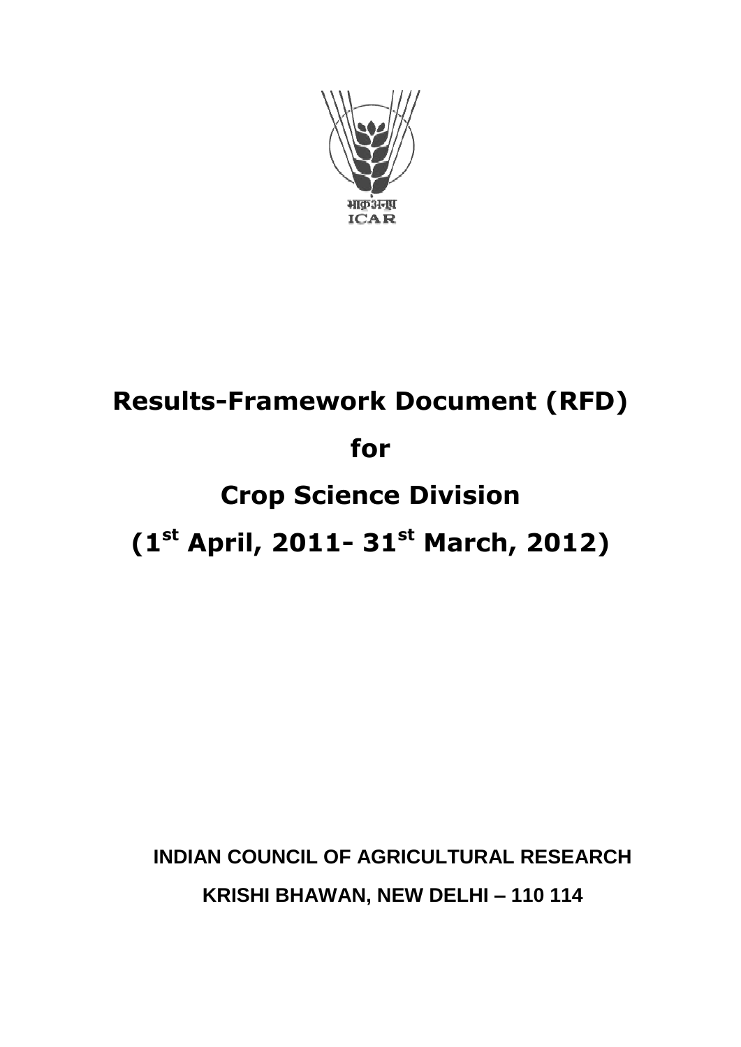भाकृअनुप
ICAR

# Results-Framework Document (RFD)

# for

# Crop Science Division

# (1st April, 2011- 31st March, 2012)

**INDIAN COUNCIL OF AGRICULTURAL RESEARCH**

**KRISHI BHAWAN, NEW DELHI – 110 114**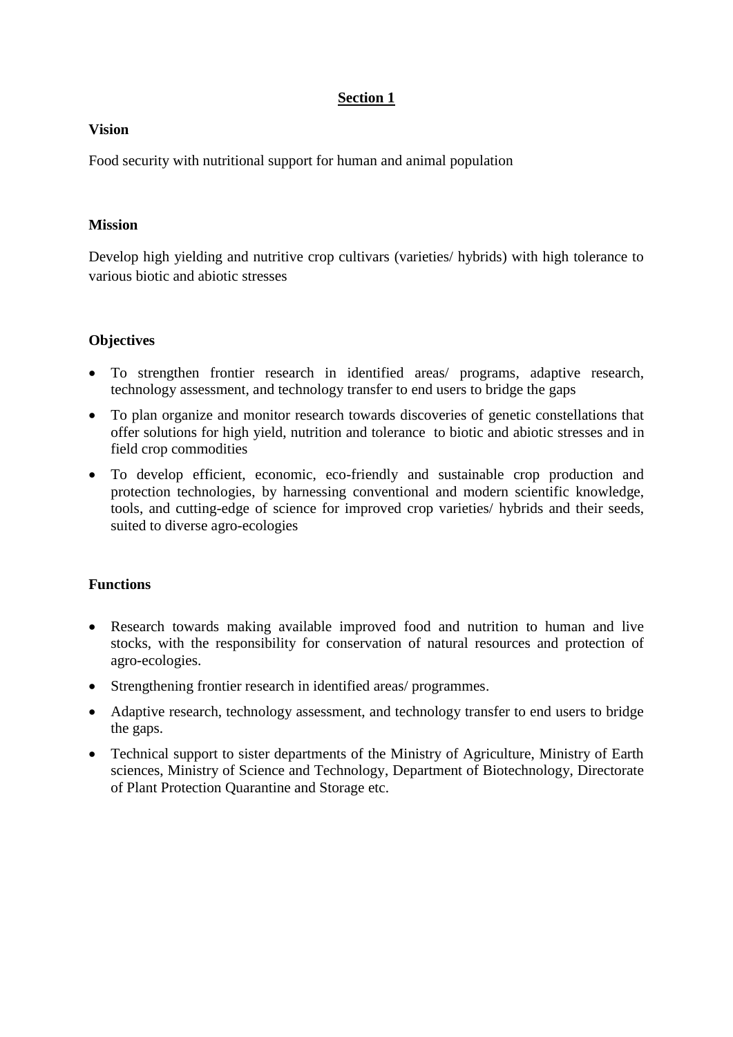## Section 1

### Vision

Food security with nutritional support for human and animal population

### Mission

Develop high yielding and nutritive crop cultivars (varieties/ hybrids) with high tolerance to various biotic and abiotic stresses

### Objectives

- To strengthen frontier research in identified areas/ programs, adaptive research, technology assessment, and technology transfer to end users to bridge the gaps
- To plan organize and monitor research towards discoveries of genetic constellations that offer solutions for high yield, nutrition and tolerance to biotic and abiotic stresses and in field crop commodities
- To develop efficient, economic, eco-friendly and sustainable crop production and protection technologies, by harnessing conventional and modern scientific knowledge, tools, and cutting-edge of science for improved crop varieties/ hybrids and their seeds, suited to diverse agro-ecologies

### Functions

- Research towards making available improved food and nutrition to human and live stocks, with the responsibility for conservation of natural resources and protection of agro-ecologies.
- Strengthening frontier research in identified areas/ programmes.
- Adaptive research, technology assessment, and technology transfer to end users to bridge the gaps.
- Technical support to sister departments of the Ministry of Agriculture, Ministry of Earth sciences, Ministry of Science and Technology, Department of Biotechnology, Directorate of Plant Protection Quarantine and Storage etc.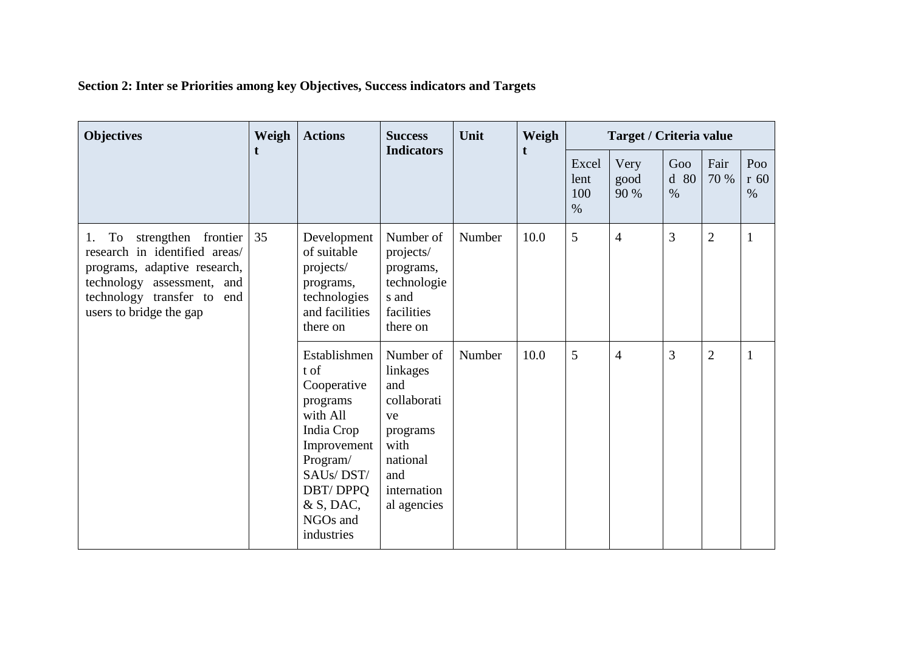**Section 2: Inter se Priorities among key Objectives, Success indicators and Targets**

| Objectives | Weight | Actions | Success Indicators | Unit | Weight | Target / Criteria value | | | | |
|---|---|---|---|---|---|---|---|---|---|---|
| | | | | | | Excellent 100 % | Very good 90 % | Good 80 % | Fair 70 % | Poor 60 % |
| 1. To strengthen frontier research in identified areas/ programs, adaptive research, technology assessment, and technology transfer to end users to bridge the gap | 35 | Development of suitable projects/ programs, technologies and facilities there on | Number of projects/ programs, technologies and facilities there on | Number | 10.0 | 5 | 4 | 3 | 2 | 1 |
| | | Establishment of Cooperative programs with All India Crop Improvement Program/ SAUs/ DST/ DBT/ DPPQ & S, DAC, NGOs and industries | Number of linkages and collaborative programs with national and international agencies | Number | 10.0 | 5 | 4 | 3 | 2 | 1 |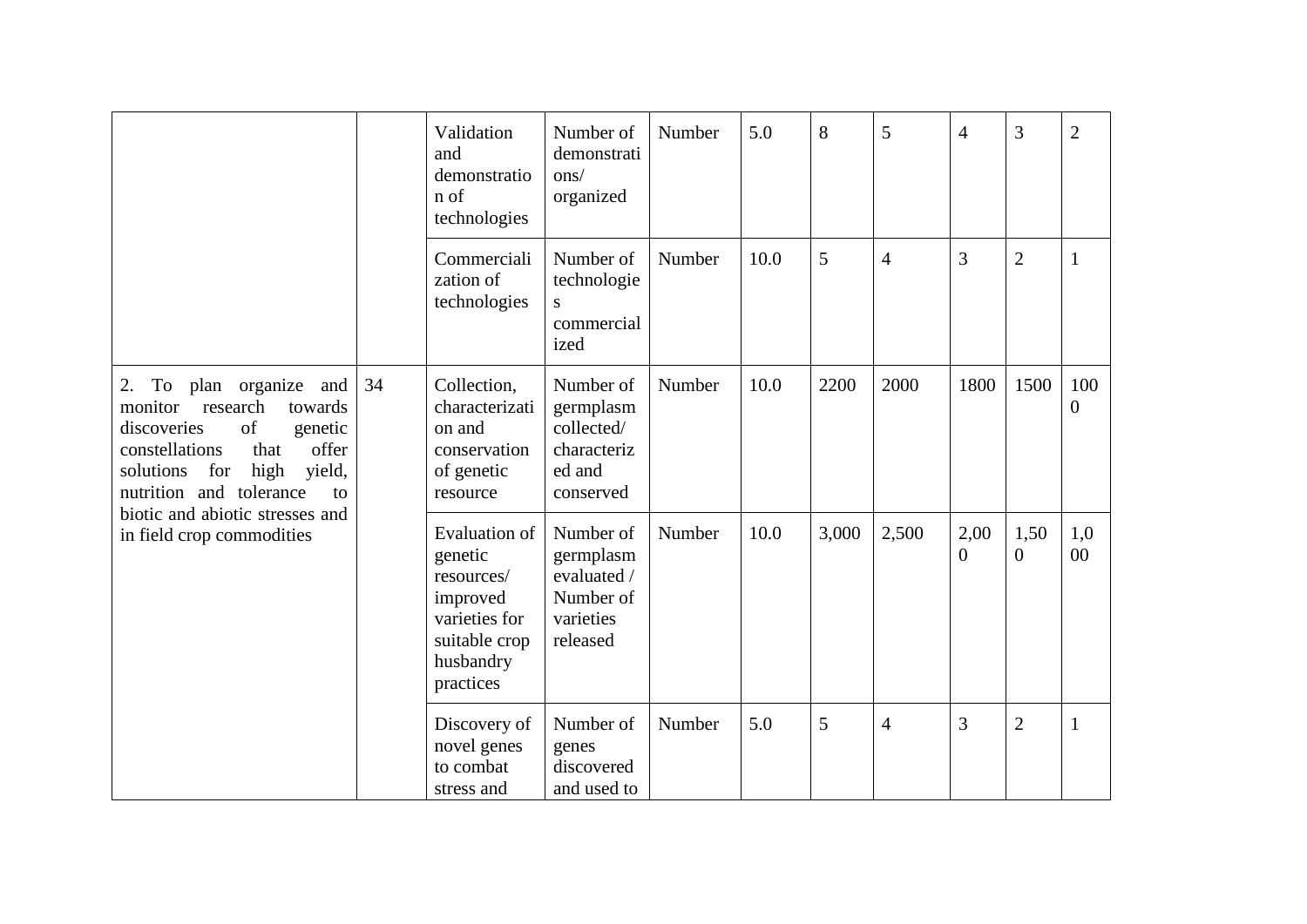| | | | | | | | | | | |
|---|---|---|---|---|---|---|---|---|---|---|
| | | Validation and demonstration of technologies | Number of demonstrations/ organized | Number | 5.0 | 8 | 5 | 4 | 3 | 2 |
| | | Commercialization of technologies | Number of technologies commercialized | Number | 10.0 | 5 | 4 | 3 | 2 | 1 |
| 2. To plan organize and monitor research towards discoveries of genetic constellations that offer solutions for high yield, nutrition and tolerance to biotic and abiotic stresses and in field crop commodities | 34 | Collection, characterization and conservation of genetic resource | Number of germplasm collected/ characterized and conserved | Number | 10.0 | 2200 | 2000 | 1800 | 1500 | 1000 |
| | | Evaluation of genetic resources/ improved varieties for suitable crop husbandry practices | Number of germplasm evaluated / Number of varieties released | Number | 10.0 | 3,000 | 2,500 | 2,000 | 1,500 | 1,000 |
| | | Discovery of novel genes to combat stress and | Number of genes discovered and used to | Number | 5.0 | 5 | 4 | 3 | 2 | 1 |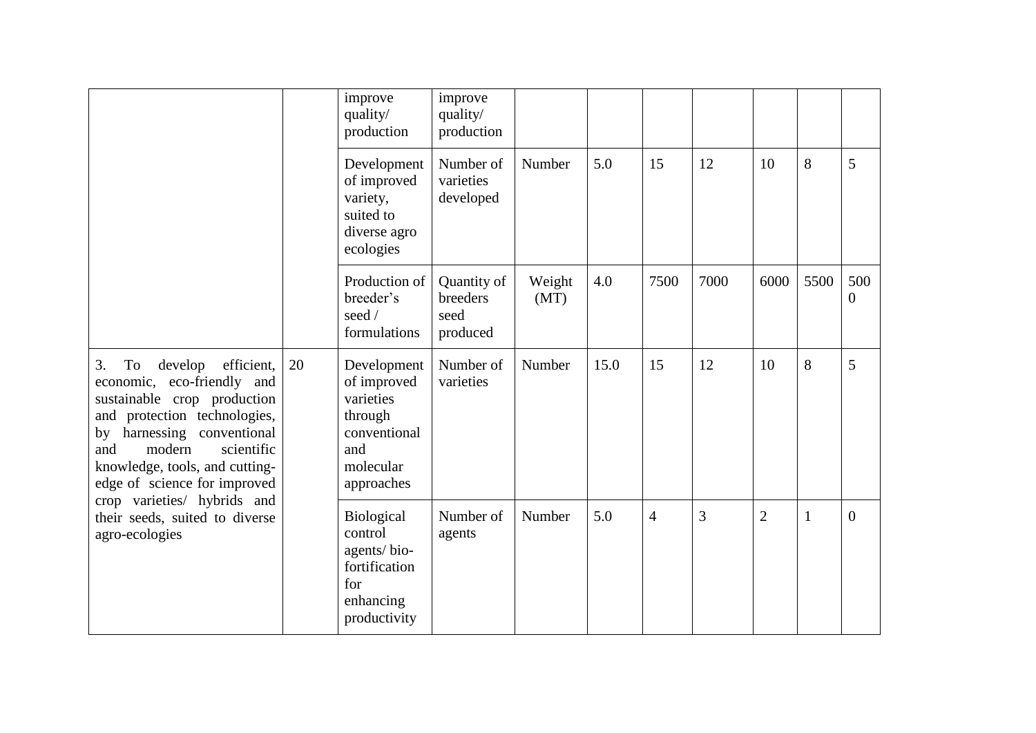| | | | | | | | | | | |
|---|---|---|---|---|---|---|---|---|---|---|
| | | improve quality/ production | improve quality/ production | | | | | | | |
| | | Development of improved variety, suited to diverse agro ecologies | Number of varieties developed | Number | 5.0 | 15 | 12 | 10 | 8 | 5 |
| | | Production of breeder's seed / formulations | Quantity of breeders seed produced | Weight (MT) | 4.0 | 7500 | 7000 | 6000 | 5500 | 5000 |
| 3. To develop efficient, economic, eco-friendly and sustainable crop production and protection technologies, by harnessing conventional and modern scientific knowledge, tools, and cutting-edge of science for improved crop varieties/ hybrids and their seeds, suited to diverse agro-ecologies | 20 | Development of improved varieties through conventional and molecular approaches | Number of varieties | Number | 15.0 | 15 | 12 | 10 | 8 | 5 |
| | | Biological control agents/ bio-fortification for enhancing productivity | Number of agents | Number | 5.0 | 4 | 3 | 2 | 1 | 0 |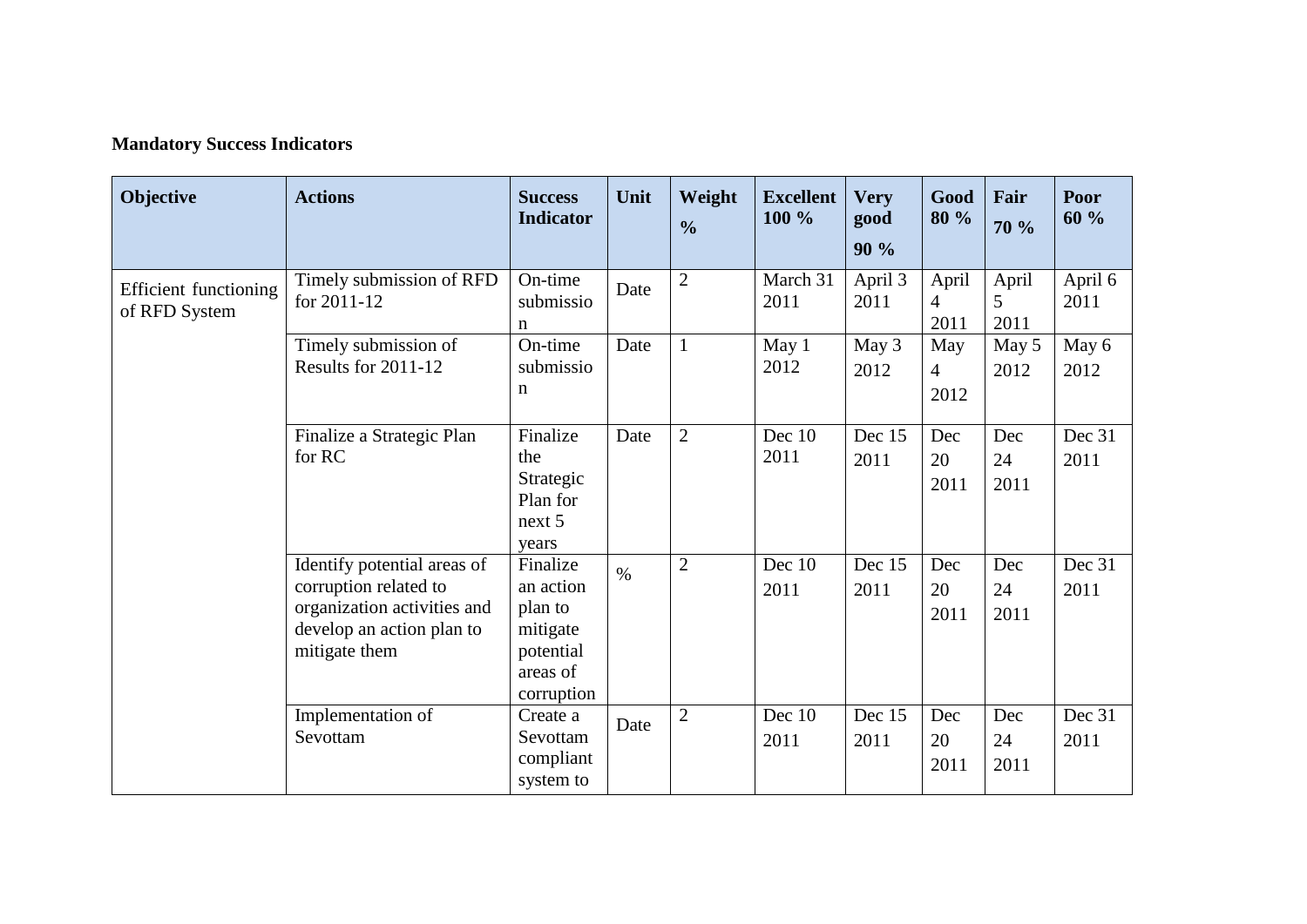**Mandatory Success Indicators**

| Objective | Actions | Success Indicator | Unit | Weight % | Excellent 100 % | Very good 90 % | Good 80 % | Fair 70 % | Poor 60 % |
|---|---|---|---|---|---|---|---|---|---|
| Efficient functioning of RFD System | Timely submission of RFD for 2011-12 | On-time submission | Date | 2 | March 31 2011 | April 3 2011 | April 4 2011 | April 5 2011 | April 6 2011 |
| | Timely submission of Results for 2011-12 | On-time submission | Date | 1 | May 1 2012 | May 3 2012 | May 4 2012 | May 5 2012 | May 6 2012 |
| | Finalize a Strategic Plan for RC | Finalize the Strategic Plan for next 5 years | Date | 2 | Dec 10 2011 | Dec 15 2011 | Dec 20 2011 | Dec 24 2011 | Dec 31 2011 |
| | Identify potential areas of corruption related to organization activities and develop an action plan to mitigate them | Finalize an action plan to mitigate potential areas of corruption | % | 2 | Dec 10 2011 | Dec 15 2011 | Dec 20 2011 | Dec 24 2011 | Dec 31 2011 |
| | Implementation of Sevottam | Create a Sevottam compliant system to | Date | 2 | Dec 10 2011 | Dec 15 2011 | Dec 20 2011 | Dec 24 2011 | Dec 31 2011 |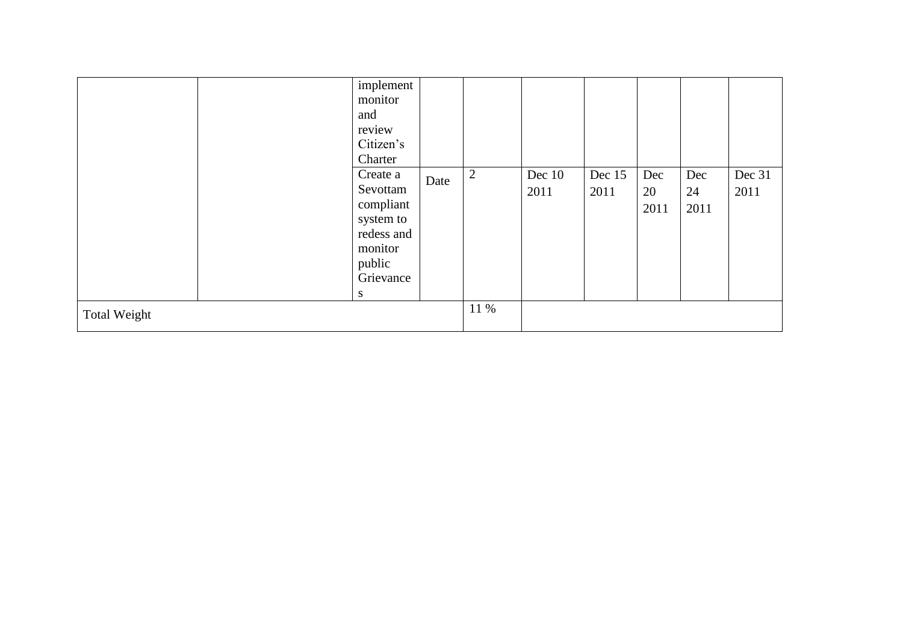| | | | | | | | | | |
|---|---|---|---|---|---|---|---|---|---|
| | | implement monitor and review Citizen's Charter | | | | | | | |
| | | Create a Sevottam compliant system to redess and monitor public Grievances | Date | 2 | Dec 10 2011 | Dec 15 2011 | Dec 20 2011 | Dec 24 2011 | Dec 31 2011 |
| Total Weight | | | | 11 % | | | | | |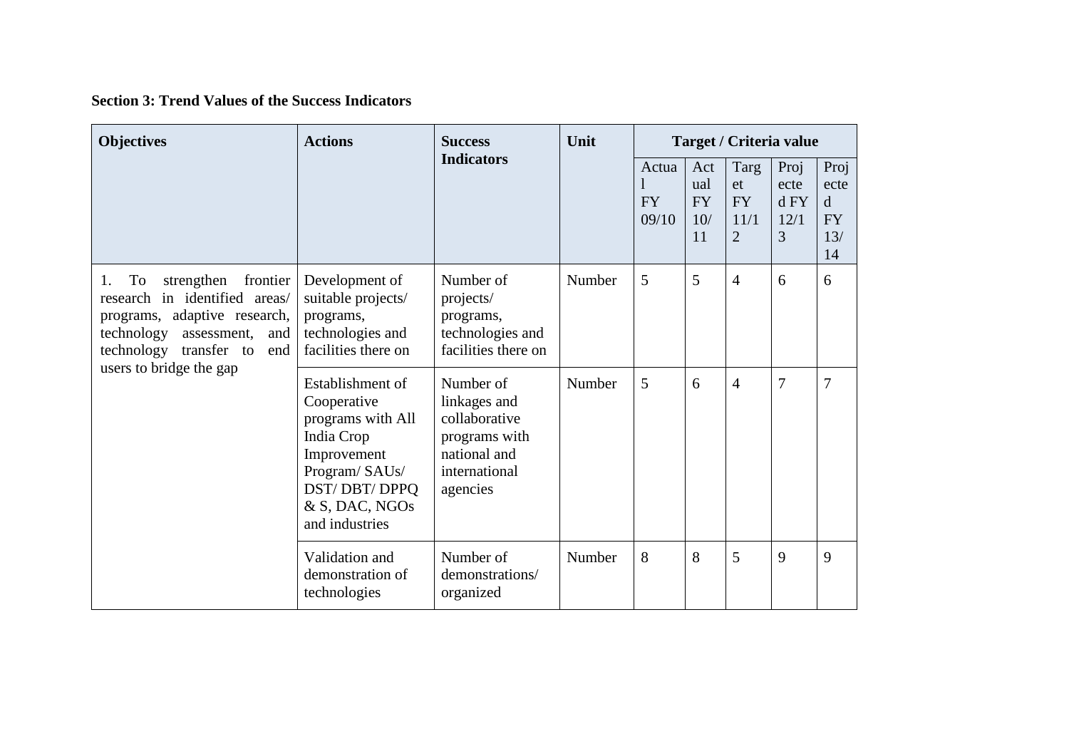**Section 3: Trend Values of the Success Indicators**

| Objectives | Actions | Success Indicators | Unit | Target / Criteria value | | | | |
|---|---|---|---|---|---|---|---|---|
| | | | | Actual FY 09/10 | Actual FY 10/11 | Target FY 11/12 | Projected FY 12/13 | Projected FY 13/14 |
| 1. To strengthen frontier research in identified areas/ programs, adaptive research, technology assessment, and technology transfer to end users to bridge the gap | Development of suitable projects/ programs, technologies and facilities there on | Number of projects/ programs, technologies and facilities there on | Number | 5 | 5 | 4 | 6 | 6 |
| | Establishment of Cooperative programs with All India Crop Improvement Program/ SAUs/ DST/ DBT/ DPPQ & S, DAC, NGOs and industries | Number of linkages and collaborative programs with national and international agencies | Number | 5 | 6 | 4 | 7 | 7 |
| | Validation and demonstration of technologies | Number of demonstrations/ organized | Number | 8 | 8 | 5 | 9 | 9 |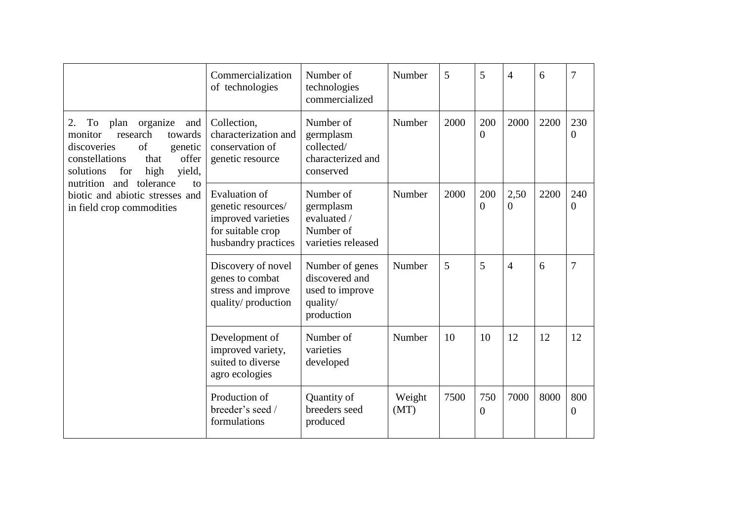|  |  |  |  |  |  |  |  |  |
|---|---|---|---|---|---|---|---|---|
|  | Commercialization of technologies | Number of technologies commercialized | Number | 5 | 5 | 4 | 6 | 7 |
| 2. To plan organize and monitor research towards discoveries of genetic constellations that offer solutions for high yield, nutrition and tolerance to biotic and abiotic stresses and in field crop commodities | Collection, characterization and conservation of genetic resource | Number of germplasm collected/ characterized and conserved | Number | 2000 | 2000 | 2000 | 2200 | 2300 |
|  | Evaluation of genetic resources/ improved varieties for suitable crop husbandry practices | Number of germplasm evaluated / Number of varieties released | Number | 2000 | 2000 | 2,500 | 2200 | 2400 |
|  | Discovery of novel genes to combat stress and improve quality/ production | Number of genes discovered and used to improve quality/ production | Number | 5 | 5 | 4 | 6 | 7 |
|  | Development of improved variety, suited to diverse agro ecologies | Number of varieties developed | Number | 10 | 10 | 12 | 12 | 12 |
|  | Production of breeder's seed / formulations | Quantity of breeders seed produced | Weight (MT) | 7500 | 7500 | 7000 | 8000 | 8000 |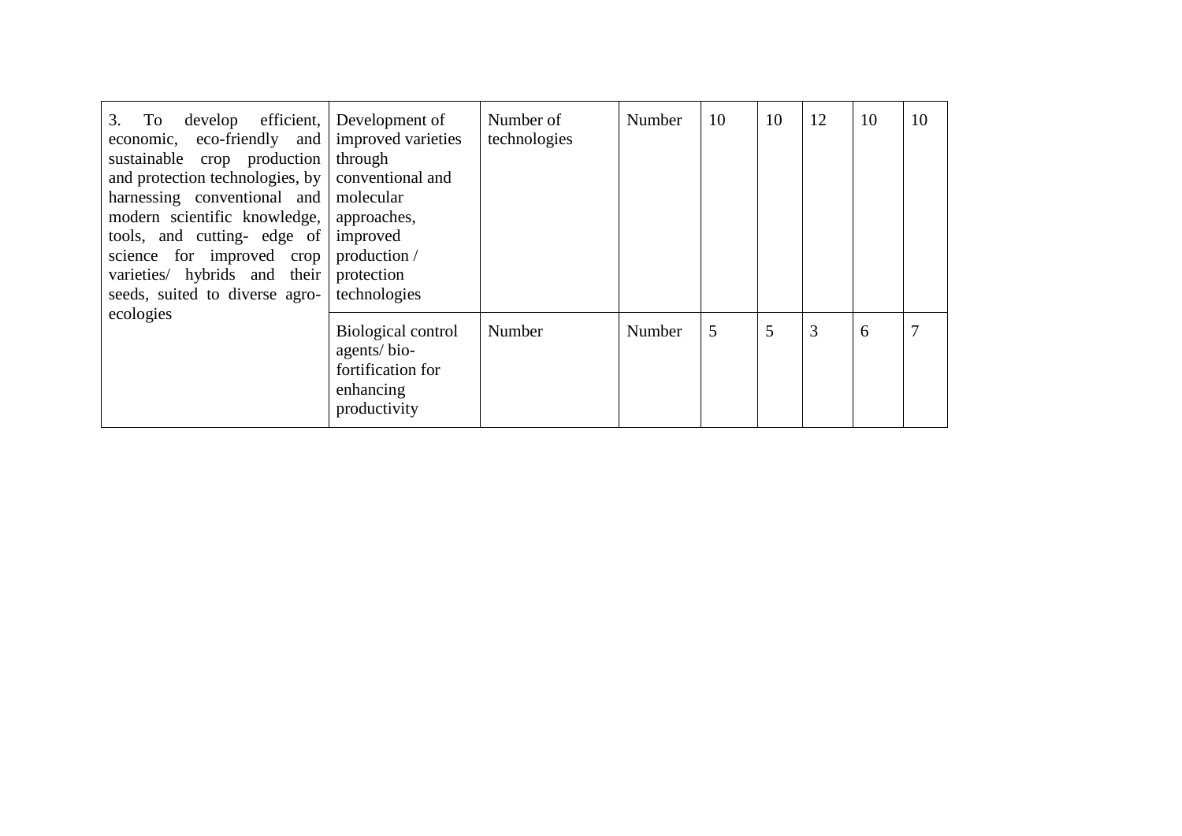| | | | | | | | | |
|---|---|---|---|---|---|---|---|---|
| 3. To develop efficient, economic, eco-friendly and sustainable crop production and protection technologies, by harnessing conventional and modern scientific knowledge, tools, and cutting- edge of science for improved crop varieties/ hybrids and their seeds, suited to diverse agro-ecologies | Development of improved varieties through conventional and molecular approaches, improved production / protection technologies | Number of technologies | Number | 10 | 10 | 12 | 10 | 10 |
| | Biological control agents/ bio-fortification for enhancing productivity | Number | Number | 5 | 5 | 3 | 6 | 7 |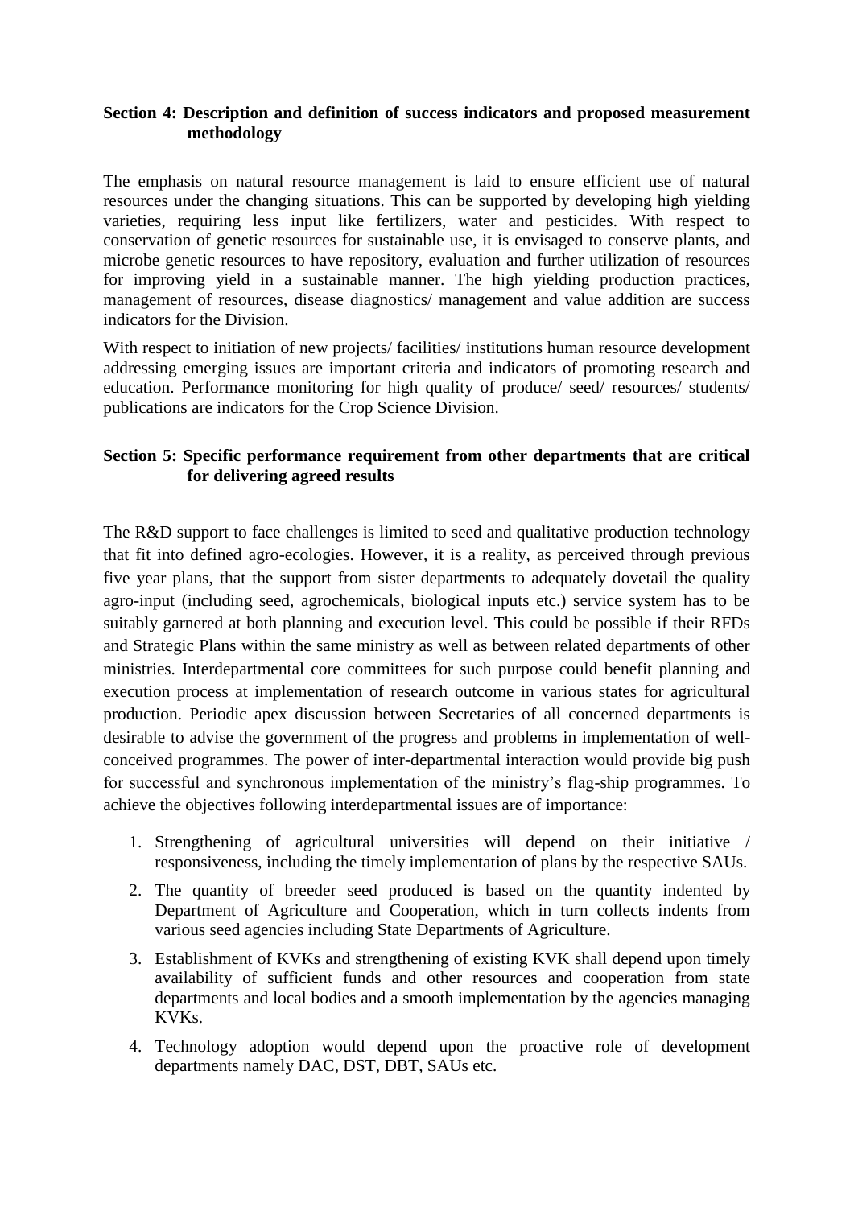**Section 4: Description and definition of success indicators and proposed measurement methodology**

The emphasis on natural resource management is laid to ensure efficient use of natural resources under the changing situations. This can be supported by developing high yielding varieties, requiring less input like fertilizers, water and pesticides. With respect to conservation of genetic resources for sustainable use, it is envisaged to conserve plants, and microbe genetic resources to have repository, evaluation and further utilization of resources for improving yield in a sustainable manner. The high yielding production practices, management of resources, disease diagnostics/ management and value addition are success indicators for the Division.

With respect to initiation of new projects/ facilities/ institutions human resource development addressing emerging issues are important criteria and indicators of promoting research and education. Performance monitoring for high quality of produce/ seed/ resources/ students/ publications are indicators for the Crop Science Division.

**Section 5: Specific performance requirement from other departments that are critical for delivering agreed results**

The R&D support to face challenges is limited to seed and qualitative production technology that fit into defined agro-ecologies. However, it is a reality, as perceived through previous five year plans, that the support from sister departments to adequately dovetail the quality agro-input (including seed, agrochemicals, biological inputs etc.) service system has to be suitably garnered at both planning and execution level. This could be possible if their RFDs and Strategic Plans within the same ministry as well as between related departments of other ministries. Interdepartmental core committees for such purpose could benefit planning and execution process at implementation of research outcome in various states for agricultural production. Periodic apex discussion between Secretaries of all concerned departments is desirable to advise the government of the progress and problems in implementation of well-conceived programmes. The power of inter-departmental interaction would provide big push for successful and synchronous implementation of the ministry's flag-ship programmes. To achieve the objectives following interdepartmental issues are of importance:

1. Strengthening of agricultural universities will depend on their initiative / responsiveness, including the timely implementation of plans by the respective SAUs.
2. The quantity of breeder seed produced is based on the quantity indented by Department of Agriculture and Cooperation, which in turn collects indents from various seed agencies including State Departments of Agriculture.
3. Establishment of KVKs and strengthening of existing KVK shall depend upon timely availability of sufficient funds and other resources and cooperation from state departments and local bodies and a smooth implementation by the agencies managing KVKs.
4. Technology adoption would depend upon the proactive role of development departments namely DAC, DST, DBT, SAUs etc.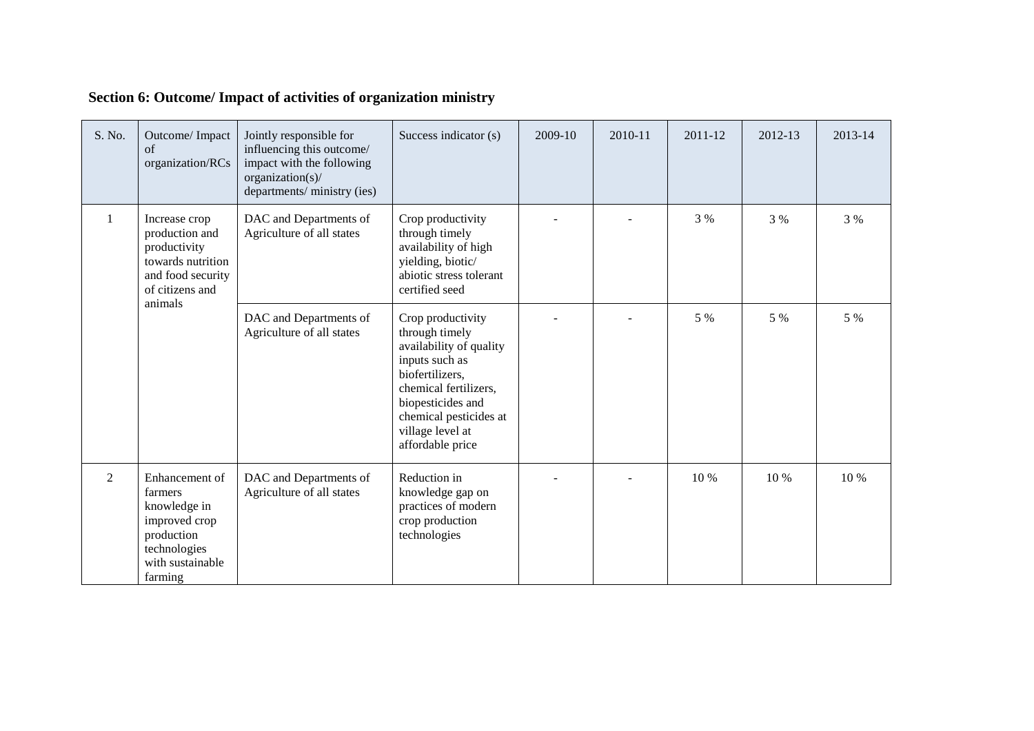## Section 6: Outcome/ Impact of activities of organization ministry

| S. No. | Outcome/ Impact of organization/RCs | Jointly responsible for influencing this outcome/ impact with the following organization(s)/ departments/ ministry (ies) | Success indicator (s) | 2009-10 | 2010-11 | 2011-12 | 2012-13 | 2013-14 |
|---|---|---|---|---|---|---|---|---|
| 1 | Increase crop production and productivity towards nutrition and food security of citizens and animals | DAC and Departments of Agriculture of all states | Crop productivity through timely availability of high yielding, biotic/ abiotic stress tolerant certified seed | - | - | 3 % | 3 % | 3 % |
| | | DAC and Departments of Agriculture of all states | Crop productivity through timely availability of quality inputs such as biofertilizers, chemical fertilizers, biopesticides and chemical pesticides at village level at affordable price | - | - | 5 % | 5 % | 5 % |
| 2 | Enhancement of farmers knowledge in improved crop production technologies with sustainable farming | DAC and Departments of Agriculture of all states | Reduction in knowledge gap on practices of modern crop production technologies | - | - | 10 % | 10 % | 10 % |